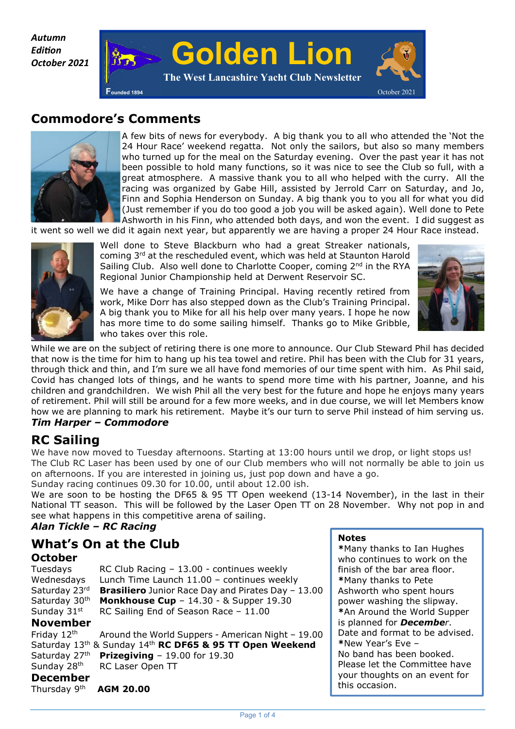*Autumn Edition October 2021*

# Golden Lion

**The West Lancashire Yacht Club Newsletter**

Founded 1894 — October 2021

## Commodore's Comments

A few bits of news for everybody. A big thank you to all who attended the 'Not the 24 Hour Race' weekend regatta. Not only the sailors, but also so many members who turned up for the meal on the Saturday evening. Over the past year it has not been possible to hold many functions, so it was nice to see the Club so full, with a great atmosphere. A massive thank you to all who helped with the curry. All the racing was organized by Gabe Hill, assisted by Jerrold Carr on Saturday, and Jo, Finn and Sophia Henderson on Sunday. A big thank you to you all for what you did (Just remember if you do too good a job you will be asked again). Well done to Pete Ashworth in his Finn, who attended both days, and won the event. I did suggest as it went so well we did it again next year, but apparently we are having a proper 24 Hour Race instead.

Well done to Steve Blackburn who had a great Streaker nationals, coming 3rd at the rescheduled event, which was held at Staunton Harold Sailing Club. Also well done to Charlotte Cooper, coming 2nd in the RYA Regional Junior Championship held at Derwent Reservoir SC.

We have a change of Training Principal. Having recently retired from work, Mike Dorr has also stepped down as the Club's Training Principal. A big thank you to Mike for all his help over many years. I hope he now has more time to do some sailing himself. Thanks go to Mike Gribble, who takes over this role.

While we are on the subject of retiring there is one more to announce. Our Club Steward Phil has decided that now is the time for him to hang up his tea towel and retire. Phil has been with the Club for 31 years, through thick and thin, and I'm sure we all have fond memories of our time spent with him. As Phil said, Covid has changed lots of things, and he wants to spend more time with his partner, Joanne, and his children and grandchildren. We wish Phil all the very best for the future and hope he enjoys many years of retirement. Phil will still be around for a few more weeks, and in due course, we will let Members know how we are planning to mark his retirement. Maybe it's our turn to serve Phil instead of him serving us.

***Tim Harper – Commodore***

## RC Sailing

We have now moved to Tuesday afternoons. Starting at 13:00 hours until we drop, or light stops us! The Club RC Laser has been used by one of our Club members who will not normally be able to join us on afternoons. If you are interested in joining us, just pop down and have a go.

Sunday racing continues 09.30 for 10.00, until about 12.00 ish.

We are soon to be hosting the DF65 & 95 TT Open weekend (13-14 November), in the last in their National TT season. This will be followed by the Laser Open TT on 28 November. Why not pop in and see what happens in this competitive arena of sailing.

***Alan Tickle – RC Racing***

## What's On at the Club

### October

Tuesdays — RC Club Racing – 13.00 - continues weekly
Wednesdays — Lunch Time Launch 11.00 – continues weekly
Saturday 23rd — **Brasiliero** Junior Race Day and Pirates Day – 13.00
Saturday 30th — **Monkhouse Cup** – 14.30 - & Supper 19.30
Sunday 31st — RC Sailing End of Season Race – 11.00

### November

Friday 12th — Around the World Suppers - American Night – 19.00
Saturday 13th & Sunday 14th **RC DF65 & 95 TT Open Weekend**
Saturday 27th — **Prizegiving** – 19.00 for 19.30
Sunday 28th — RC Laser Open TT

### December

Thursday 9th — **AGM 20.00**

**Notes**

*Many thanks to Ian Hughes who continues to work on the finish of the bar area floor.

*Many thanks to Pete Ashworth who spent hours power washing the slipway.

*An Around the World Supper is planned for ***December***. Date and format to be advised.

*New Year's Eve –
No band has been booked. Please let the Committee have your thoughts on an event for this occasion.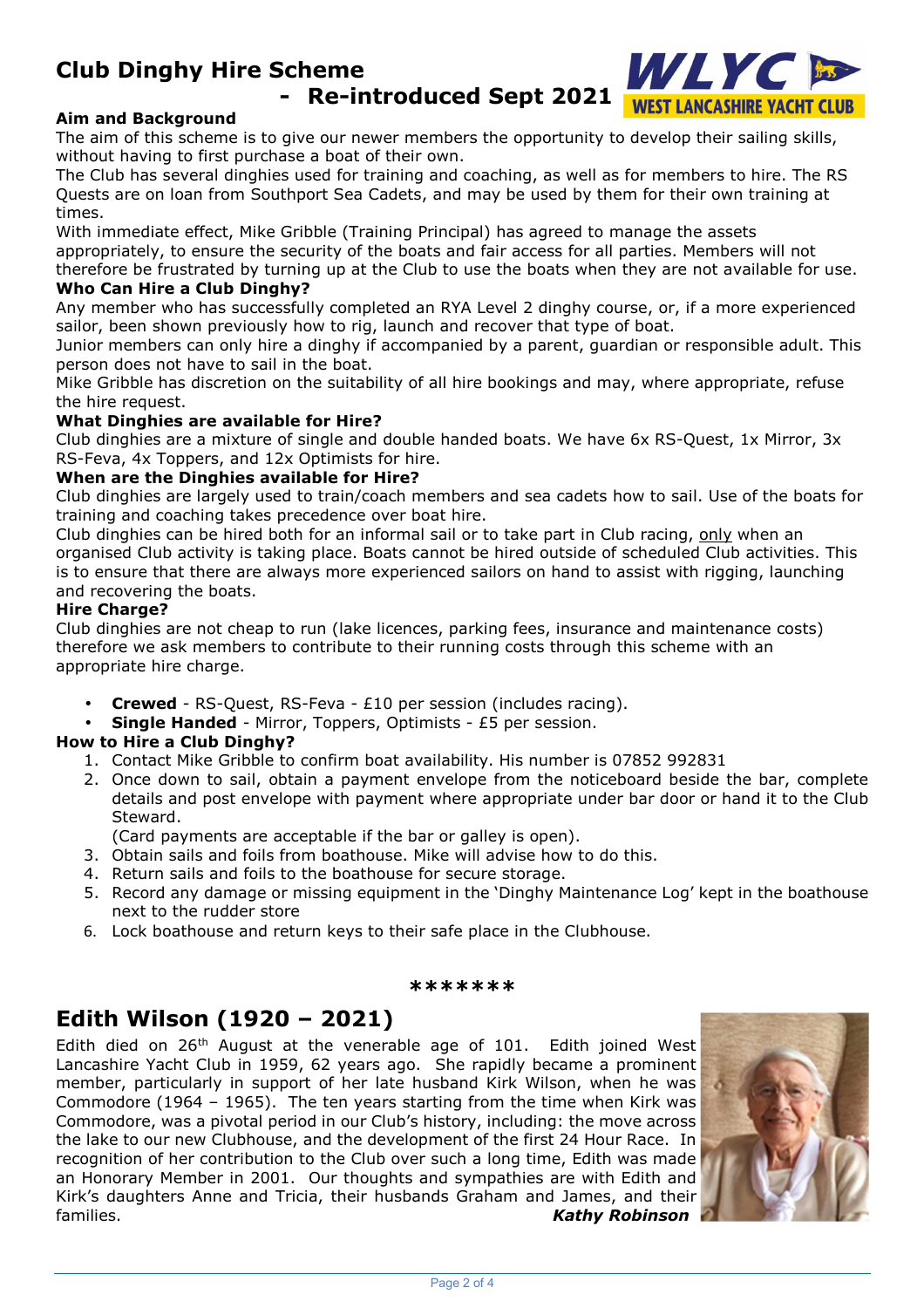# Club Dinghy Hire Scheme

## - Re-introduced Sept 2021

**Aim and Background**

The aim of this scheme is to give our newer members the opportunity to develop their sailing skills, without having to first purchase a boat of their own.

The Club has several dinghies used for training and coaching, as well as for members to hire. The RS Quests are on loan from Southport Sea Cadets, and may be used by them for their own training at times.

With immediate effect, Mike Gribble (Training Principal) has agreed to manage the assets appropriately, to ensure the security of the boats and fair access for all parties. Members will not therefore be frustrated by turning up at the Club to use the boats when they are not available for use.

**Who Can Hire a Club Dinghy?**

Any member who has successfully completed an RYA Level 2 dinghy course, or, if a more experienced sailor, been shown previously how to rig, launch and recover that type of boat.

Junior members can only hire a dinghy if accompanied by a parent, guardian or responsible adult. This person does not have to sail in the boat.

Mike Gribble has discretion on the suitability of all hire bookings and may, where appropriate, refuse the hire request.

**What Dinghies are available for Hire?**

Club dinghies are a mixture of single and double handed boats. We have 6x RS-Quest, 1x Mirror, 3x RS-Feva, 4x Toppers, and 12x Optimists for hire.

**When are the Dinghies available for Hire?**

Club dinghies are largely used to train/coach members and sea cadets how to sail. Use of the boats for training and coaching takes precedence over boat hire.

Club dinghies can be hired both for an informal sail or to take part in Club racing, only when an organised Club activity is taking place. Boats cannot be hired outside of scheduled Club activities. This is to ensure that there are always more experienced sailors on hand to assist with rigging, launching and recovering the boats.

**Hire Charge?**

Club dinghies are not cheap to run (lake licences, parking fees, insurance and maintenance costs) therefore we ask members to contribute to their running costs through this scheme with an appropriate hire charge.

- **Crewed** - RS-Quest, RS-Feva - £10 per session (includes racing).
- **Single Handed** - Mirror, Toppers, Optimists - £5 per session.

**How to Hire a Club Dinghy?**

1. Contact Mike Gribble to confirm boat availability. His number is 07852 992831
2. Once down to sail, obtain a payment envelope from the noticeboard beside the bar, complete details and post envelope with payment where appropriate under bar door or hand it to the Club Steward.
   (Card payments are acceptable if the bar or galley is open).
3. Obtain sails and foils from boathouse. Mike will advise how to do this.
4. Return sails and foils to the boathouse for secure storage.
5. Record any damage or missing equipment in the 'Dinghy Maintenance Log' kept in the boathouse next to the rudder store
6. Lock boathouse and return keys to their safe place in the Clubhouse.

*******

# Edith Wilson (1920 – 2021)

Edith died on 26th August at the venerable age of 101. Edith joined West Lancashire Yacht Club in 1959, 62 years ago. She rapidly became a prominent member, particularly in support of her late husband Kirk Wilson, when he was Commodore (1964 – 1965). The ten years starting from the time when Kirk was Commodore, was a pivotal period in our Club's history, including: the move across the lake to our new Clubhouse, and the development of the first 24 Hour Race. In recognition of her contribution to the Club over such a long time, Edith was made an Honorary Member in 2001. Our thoughts and sympathies are with Edith and Kirk's daughters Anne and Tricia, their husbands Graham and James, and their families.

***Kathy Robinson***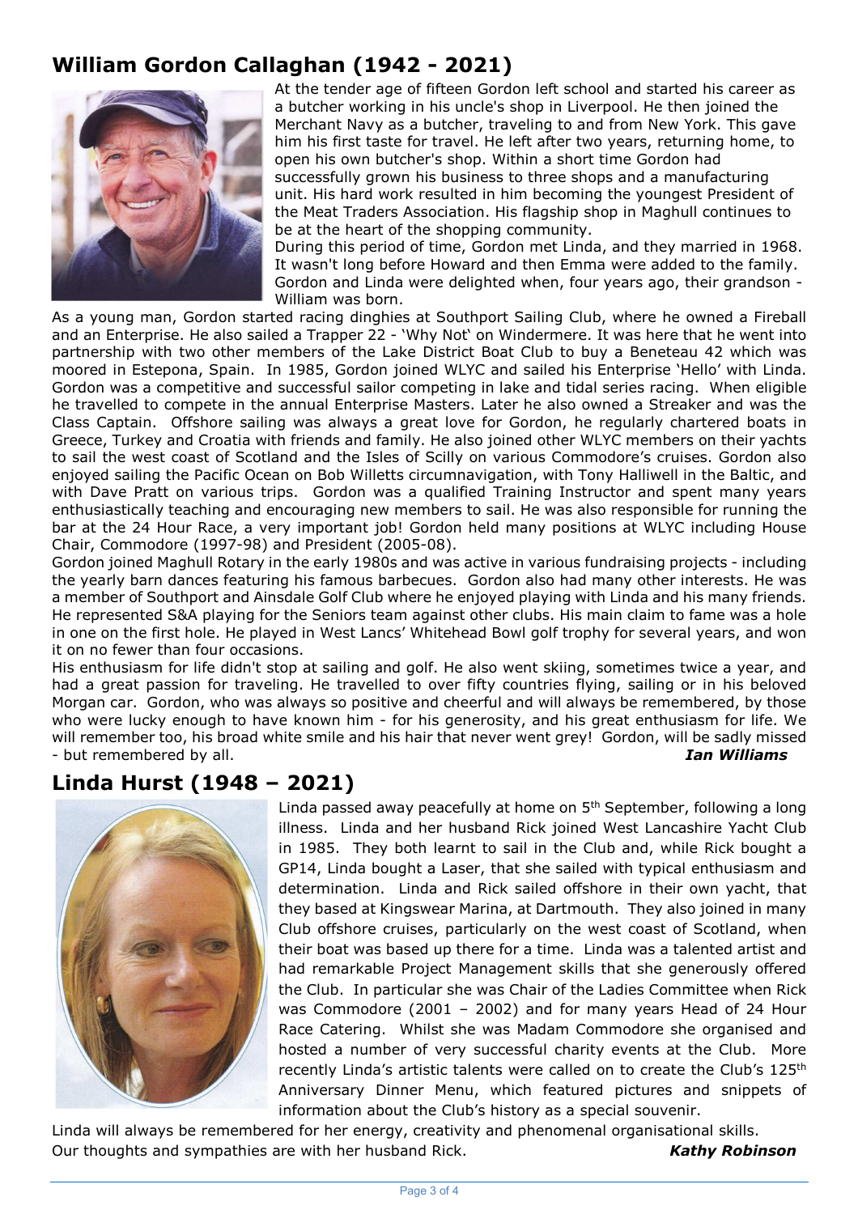## William Gordon Callaghan (1942 - 2021)

At the tender age of fifteen Gordon left school and started his career as a butcher working in his uncle's shop in Liverpool. He then joined the Merchant Navy as a butcher, traveling to and from New York. This gave him his first taste for travel. He left after two years, returning home, to open his own butcher's shop. Within a short time Gordon had successfully grown his business to three shops and a manufacturing unit. His hard work resulted in him becoming the youngest President of the Meat Traders Association. His flagship shop in Maghull continues to be at the heart of the shopping community.

During this period of time, Gordon met Linda, and they married in 1968. It wasn't long before Howard and then Emma were added to the family. Gordon and Linda were delighted when, four years ago, their grandson - William was born.

As a young man, Gordon started racing dinghies at Southport Sailing Club, where he owned a Fireball and an Enterprise. He also sailed a Trapper 22 - 'Why Not' on Windermere. It was here that he went into partnership with two other members of the Lake District Boat Club to buy a Beneteau 42 which was moored in Estepona, Spain. In 1985, Gordon joined WLYC and sailed his Enterprise 'Hello' with Linda. Gordon was a competitive and successful sailor competing in lake and tidal series racing. When eligible he travelled to compete in the annual Enterprise Masters. Later he also owned a Streaker and was the Class Captain. Offshore sailing was always a great love for Gordon, he regularly chartered boats in Greece, Turkey and Croatia with friends and family. He also joined other WLYC members on their yachts to sail the west coast of Scotland and the Isles of Scilly on various Commodore's cruises. Gordon also enjoyed sailing the Pacific Ocean on Bob Willetts circumnavigation, with Tony Halliwell in the Baltic, and with Dave Pratt on various trips. Gordon was a qualified Training Instructor and spent many years enthusiastically teaching and encouraging new members to sail. He was also responsible for running the bar at the 24 Hour Race, a very important job! Gordon held many positions at WLYC including House Chair, Commodore (1997-98) and President (2005-08).

Gordon joined Maghull Rotary in the early 1980s and was active in various fundraising projects - including the yearly barn dances featuring his famous barbecues. Gordon also had many other interests. He was a member of Southport and Ainsdale Golf Club where he enjoyed playing with Linda and his many friends. He represented S&A playing for the Seniors team against other clubs. His main claim to fame was a hole in one on the first hole. He played in West Lancs' Whitehead Bowl golf trophy for several years, and won it on no fewer than four occasions.

His enthusiasm for life didn't stop at sailing and golf. He also went skiing, sometimes twice a year, and had a great passion for traveling. He travelled to over fifty countries flying, sailing or in his beloved Morgan car. Gordon, who was always so positive and cheerful and will always be remembered, by those who were lucky enough to have known him - for his generosity, and his great enthusiasm for life. We will remember too, his broad white smile and his hair that never went grey! Gordon, will be sadly missed - but remembered by all.

***Ian Williams***

## Linda Hurst (1948 – 2021)

Linda passed away peacefully at home on 5th September, following a long illness. Linda and her husband Rick joined West Lancashire Yacht Club in 1985. They both learnt to sail in the Club and, while Rick bought a GP14, Linda bought a Laser, that she sailed with typical enthusiasm and determination. Linda and Rick sailed offshore in their own yacht, that they based at Kingswear Marina, at Dartmouth. They also joined in many Club offshore cruises, particularly on the west coast of Scotland, when their boat was based up there for a time. Linda was a talented artist and had remarkable Project Management skills that she generously offered the Club. In particular she was Chair of the Ladies Committee when Rick was Commodore (2001 – 2002) and for many years Head of 24 Hour Race Catering. Whilst she was Madam Commodore she organised and hosted a number of very successful charity events at the Club. More recently Linda's artistic talents were called on to create the Club's 125th Anniversary Dinner Menu, which featured pictures and snippets of information about the Club's history as a special souvenir.

Linda will always be remembered for her energy, creativity and phenomenal organisational skills. Our thoughts and sympathies are with her husband Rick.

***Kathy Robinson***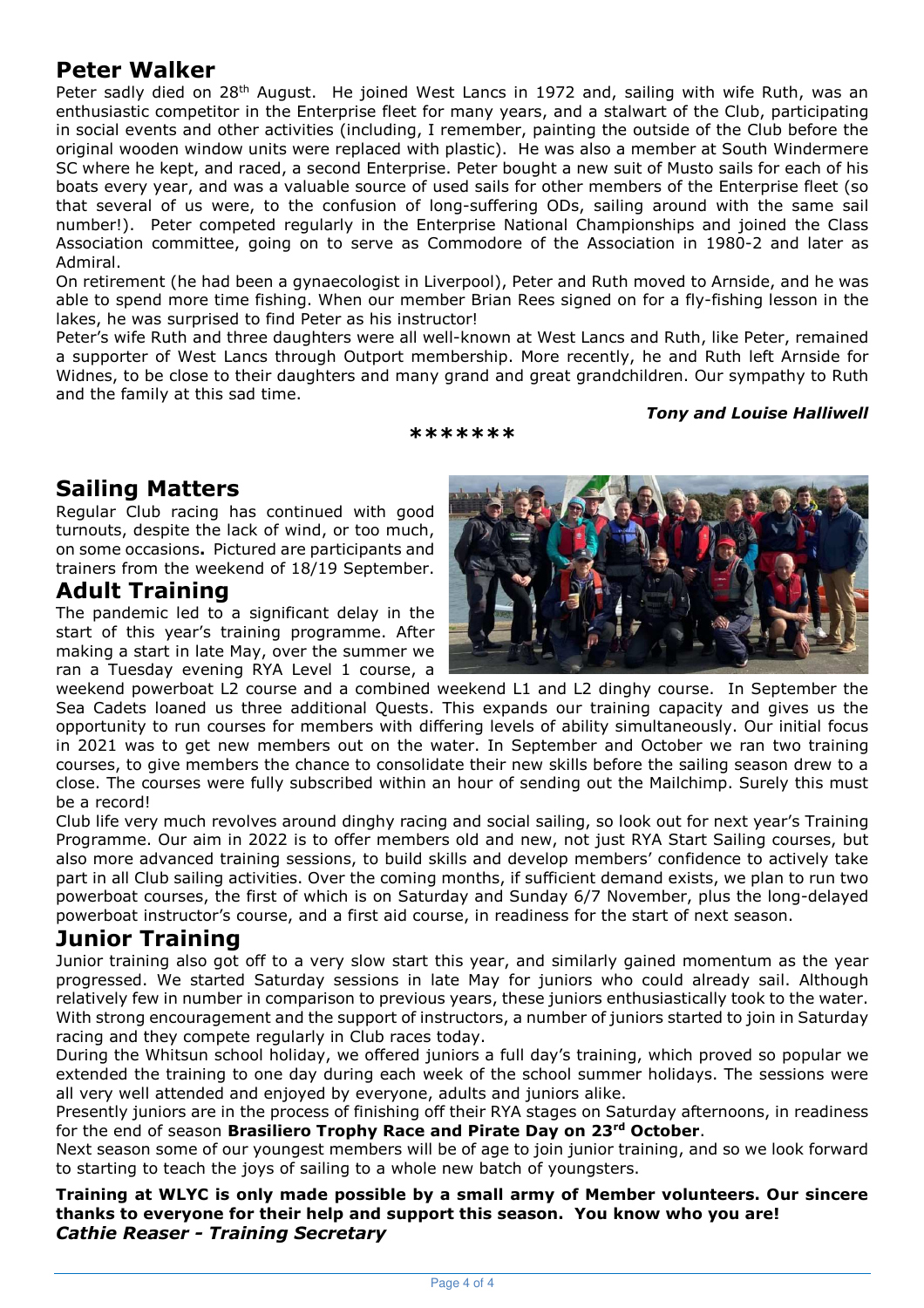## Peter Walker

Peter sadly died on 28th August. He joined West Lancs in 1972 and, sailing with wife Ruth, was an enthusiastic competitor in the Enterprise fleet for many years, and a stalwart of the Club, participating in social events and other activities (including, I remember, painting the outside of the Club before the original wooden window units were replaced with plastic). He was also a member at South Windermere SC where he kept, and raced, a second Enterprise. Peter bought a new suit of Musto sails for each of his boats every year, and was a valuable source of used sails for other members of the Enterprise fleet (so that several of us were, to the confusion of long-suffering ODs, sailing around with the same sail number!). Peter competed regularly in the Enterprise National Championships and joined the Class Association committee, going on to serve as Commodore of the Association in 1980-2 and later as Admiral.

On retirement (he had been a gynaecologist in Liverpool), Peter and Ruth moved to Arnside, and he was able to spend more time fishing. When our member Brian Rees signed on for a fly-fishing lesson in the lakes, he was surprised to find Peter as his instructor!

Peter's wife Ruth and three daughters were all well-known at West Lancs and Ruth, like Peter, remained a supporter of West Lancs through Outport membership. More recently, he and Ruth left Arnside for Widnes, to be close to their daughters and many grand and great grandchildren. Our sympathy to Ruth and the family at this sad time.

***Tony and Louise Halliwell***

*******

## Sailing Matters

Regular Club racing has continued with good turnouts, despite the lack of wind, or too much, on some occasions**.** Pictured are participants and trainers from the weekend of 18/19 September.

## Adult Training

The pandemic led to a significant delay in the start of this year's training programme. After making a start in late May, over the summer we ran a Tuesday evening RYA Level 1 course, a weekend powerboat L2 course and a combined weekend L1 and L2 dinghy course. In September the Sea Cadets loaned us three additional Quests. This expands our training capacity and gives us the opportunity to run courses for members with differing levels of ability simultaneously. Our initial focus in 2021 was to get new members out on the water. In September and October we ran two training courses, to give members the chance to consolidate their new skills before the sailing season drew to a close. The courses were fully subscribed within an hour of sending out the Mailchimp. Surely this must be a record!

Club life very much revolves around dinghy racing and social sailing, so look out for next year's Training Programme. Our aim in 2022 is to offer members old and new, not just RYA Start Sailing courses, but also more advanced training sessions, to build skills and develop members' confidence to actively take part in all Club sailing activities. Over the coming months, if sufficient demand exists, we plan to run two powerboat courses, the first of which is on Saturday and Sunday 6/7 November, plus the long-delayed powerboat instructor's course, and a first aid course, in readiness for the start of next season.

## Junior Training

Junior training also got off to a very slow start this year, and similarly gained momentum as the year progressed. We started Saturday sessions in late May for juniors who could already sail. Although relatively few in number in comparison to previous years, these juniors enthusiastically took to the water. With strong encouragement and the support of instructors, a number of juniors started to join in Saturday racing and they compete regularly in Club races today.

During the Whitsun school holiday, we offered juniors a full day's training, which proved so popular we extended the training to one day during each week of the school summer holidays. The sessions were all very well attended and enjoyed by everyone, adults and juniors alike.

Presently juniors are in the process of finishing off their RYA stages on Saturday afternoons, in readiness for the end of season **Brasiliero Trophy Race and Pirate Day on 23rd October**.

Next season some of our youngest members will be of age to join junior training, and so we look forward to starting to teach the joys of sailing to a whole new batch of youngsters.

**Training at WLYC is only made possible by a small army of Member volunteers. Our sincere thanks to everyone for their help and support this season. You know who you are!**
***Cathie Reaser - Training Secretary***